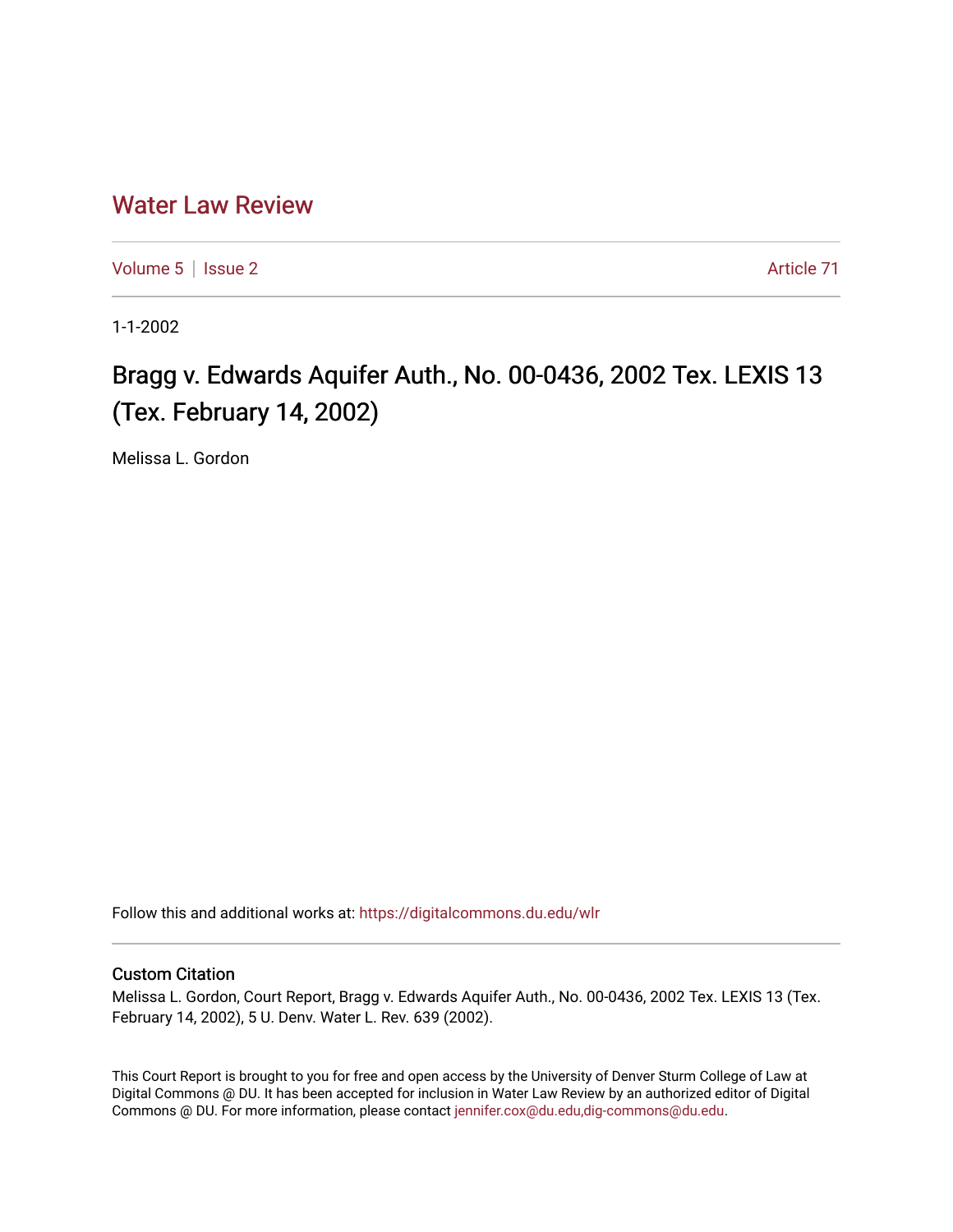# Water Law Review

Volume 5 | Issue 2 Article 71

1-1-2002

## Bragg v. Edwards Aquifer Auth., No. 00-0436, 2002 Tex. LEXIS 13 (Tex. February 14, 2002)

Melissa L. Gordon

Follow this and additional works at: https://digitalcommons.du.edu/wlr

### Custom Citation

Melissa L. Gordon, Court Report, Bragg v. Edwards Aquifer Auth., No. 00-0436, 2002 Tex. LEXIS 13 (Tex. February 14, 2002), 5 U. Denv. Water L. Rev. 639 (2002).

This Court Report is brought to you for free and open access by the University of Denver Sturm College of Law at Digital Commons @ DU. It has been accepted for inclusion in Water Law Review by an authorized editor of Digital Commons @ DU. For more information, please contact jennifer.cox@du.edu,dig-commons@du.edu.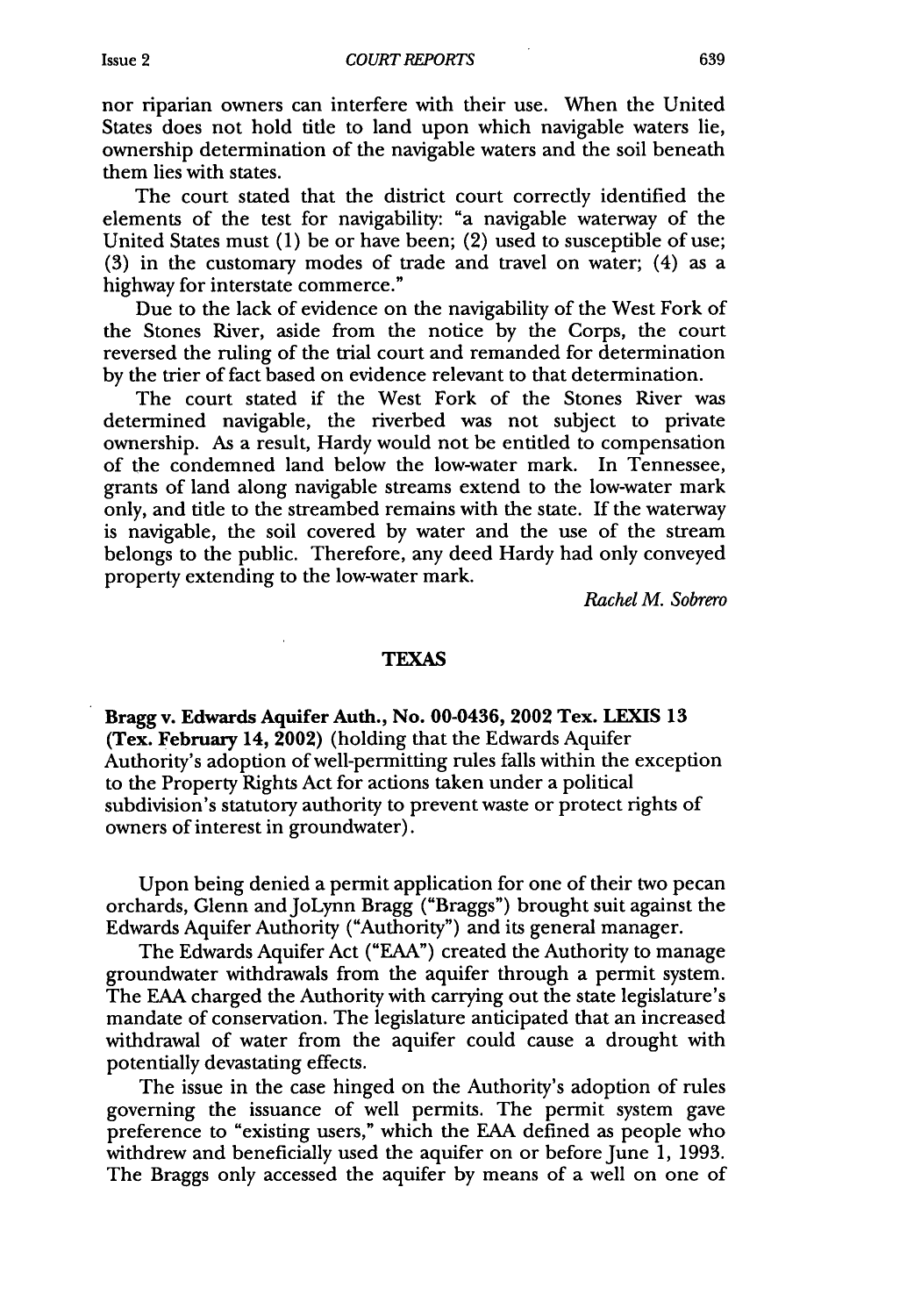nor riparian owners can interfere with their use. When the United States does not hold title to land upon which navigable waters lie, ownership determination of the navigable waters and the soil beneath them lies with states.

The court stated that the district court correctly identified the elements of the test for navigability: "a navigable waterway of the United States must (1) be or have been; (2) used to susceptible of use; (3) in the customary modes of trade and travel on water; (4) as a highway for interstate commerce."

Due to the lack of evidence on the navigability of the West Fork of the Stones River, aside from the notice by the Corps, the court reversed the ruling of the trial court and remanded for determination by the trier of fact based on evidence relevant to that determination.

The court stated if the West Fork of the Stones River was determined navigable, the riverbed was not subject to private ownership. As a result, Hardy would not be entitled to compensation of the condemned land below the low-water mark. In Tennessee, grants of land along navigable streams extend to the low-water mark only, and title to the streambed remains with the state. If the waterway is navigable, the soil covered by water and the use of the stream belongs to the public. Therefore, any deed Hardy had only conveyed property extending to the low-water mark.

*Rachel M. Sobrero*

## TEXAS

**Bragg v. Edwards Aquifer Auth., No. 00-0436, 2002 Tex. LEXIS 13 (Tex. February 14, 2002)** (holding that the Edwards Aquifer Authority's adoption of well-permitting rules falls within the exception to the Property Rights Act for actions taken under a political subdivision's statutory authority to prevent waste or protect rights of owners of interest in groundwater).

Upon being denied a permit application for one of their two pecan orchards, Glenn and JoLynn Bragg ("Braggs") brought suit against the Edwards Aquifer Authority ("Authority") and its general manager.

The Edwards Aquifer Act ("EAA") created the Authority to manage groundwater withdrawals from the aquifer through a permit system. The EAA charged the Authority with carrying out the state legislature's mandate of conservation. The legislature anticipated that an increased withdrawal of water from the aquifer could cause a drought with potentially devastating effects.

The issue in the case hinged on the Authority's adoption of rules governing the issuance of well permits. The permit system gave preference to "existing users," which the EAA defined as people who withdrew and beneficially used the aquifer on or before June 1, 1993. The Braggs only accessed the aquifer by means of a well on one of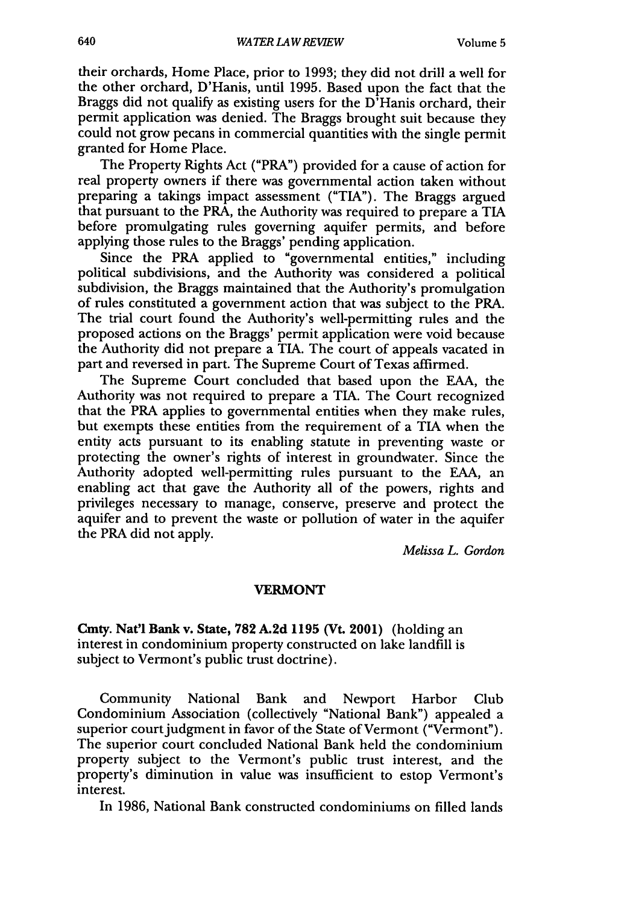their orchards, Home Place, prior to 1993; they did not drill a well for the other orchard, D'Hanis, until 1995. Based upon the fact that the Braggs did not qualify as existing users for the D'Hanis orchard, their permit application was denied. The Braggs brought suit because they could not grow pecans in commercial quantities with the single permit granted for Home Place.

The Property Rights Act ("PRA") provided for a cause of action for real property owners if there was governmental action taken without preparing a takings impact assessment ("TIA"). The Braggs argued that pursuant to the PRA, the Authority was required to prepare a TIA before promulgating rules governing aquifer permits, and before applying those rules to the Braggs' pending application.

Since the PRA applied to "governmental entities," including political subdivisions, and the Authority was considered a political subdivision, the Braggs maintained that the Authority's promulgation of rules constituted a government action that was subject to the PRA. The trial court found the Authority's well-permitting rules and the proposed actions on the Braggs' permit application were void because the Authority did not prepare a TIA. The court of appeals vacated in part and reversed in part. The Supreme Court of Texas affirmed.

The Supreme Court concluded that based upon the EAA, the Authority was not required to prepare a TIA. The Court recognized that the PRA applies to governmental entities when they make rules, but exempts these entities from the requirement of a TIA when the entity acts pursuant to its enabling statute in preventing waste or protecting the owner's rights of interest in groundwater. Since the Authority adopted well-permitting rules pursuant to the EAA, an enabling act that gave the Authority all of the powers, rights and privileges necessary to manage, conserve, preserve and protect the aquifer and to prevent the waste or pollution of water in the aquifer the PRA did not apply.

*Melissa L. Gordon*

## VERMONT

**Cmty. Nat'l Bank v. State, 782 A.2d 1195 (Vt. 2001)** (holding an interest in condominium property constructed on lake landfill is subject to Vermont's public trust doctrine).

Community National Bank and Newport Harbor Club Condominium Association (collectively "National Bank") appealed a superior court judgment in favor of the State of Vermont ("Vermont"). The superior court concluded National Bank held the condominium property subject to the Vermont's public trust interest, and the property's diminution in value was insufficient to estop Vermont's interest.

In 1986, National Bank constructed condominiums on filled lands